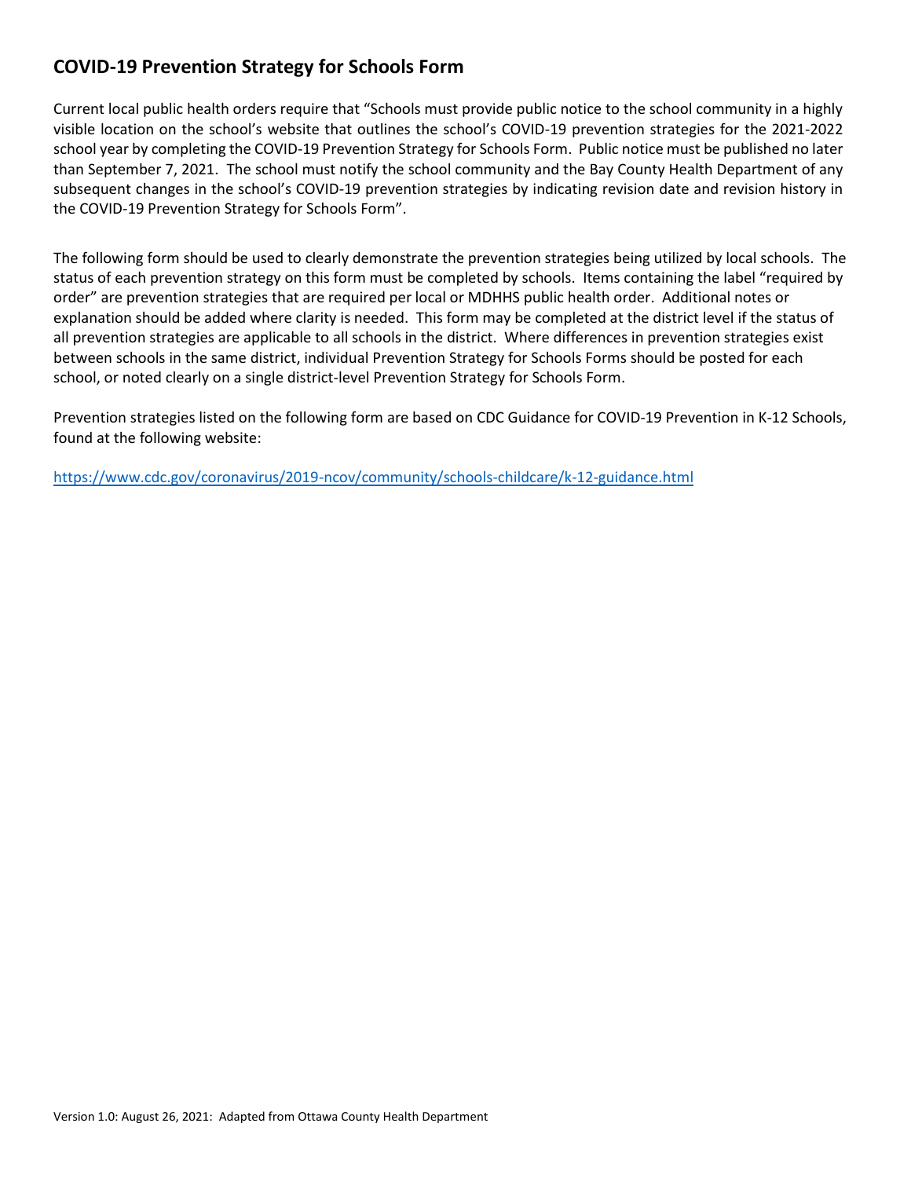## COVID-19 Prevention Strategy for Schools Form

Current local public health orders require that "Schools must provide public notice to the school community in a highly visible location on the school's website that outlines the school's COVID-19 prevention strategies for the 2021-2022 school year by completing the COVID-19 Prevention Strategy for Schools Form. Public notice must be published no later than September 7, 2021. The school must notify the school community and the Bay County Health Department of any subsequent changes in the school's COVID-19 prevention strategies by indicating revision date and revision history in the COVID-19 Prevention Strategy for Schools Form".

The following form should be used to clearly demonstrate the prevention strategies being utilized by local schools. The status of each prevention strategy on this form must be completed by schools. Items containing the label "required by order" are prevention strategies that are required per local or MDHHS public health order. Additional notes or explanation should be added where clarity is needed. This form may be completed at the district level if the status of all prevention strategies are applicable to all schools in the district. Where differences in prevention strategies exist between schools in the same district, individual Prevention Strategy for Schools Forms should be posted for each school, or noted clearly on a single district-level Prevention Strategy for Schools Form.

Prevention strategies listed on the following form are based on CDC Guidance for COVID-19 Prevention in K-12 Schools, found at the following website:

https://www.cdc.gov/coronavirus/2019-ncov/community/schools-childcare/k-12-guidance.html

Version 1.0: August 26, 2021: Adapted from Ottawa County Health Department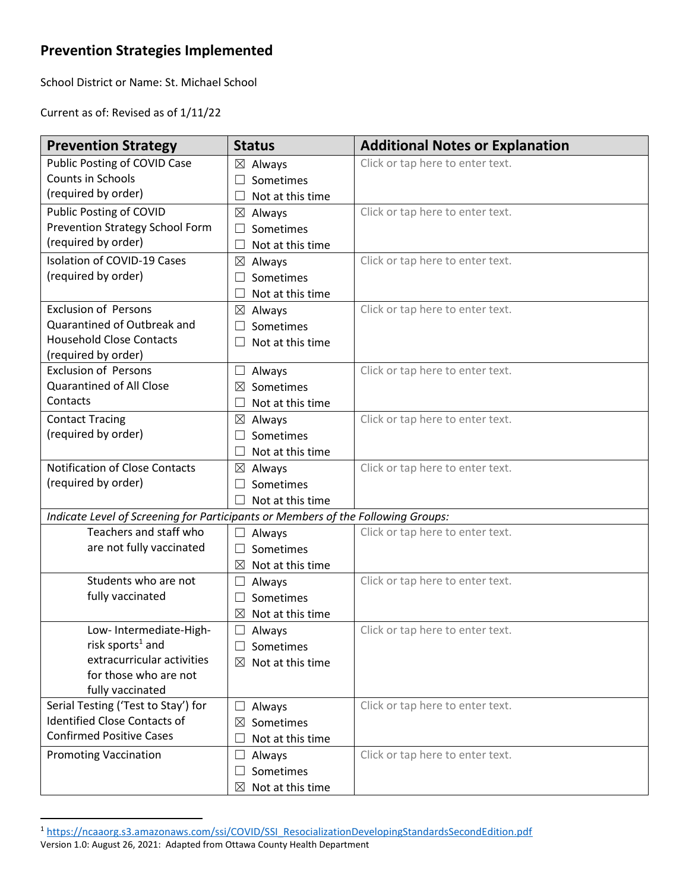## Prevention Strategies Implemented

School District or Name: St. Michael School

Current as of: Revised as of 1/11/22

| Prevention Strategy | Status | Additional Notes or Explanation |
|---|---|---|
| Public Posting of COVID Case Counts in Schools (required by order) | ☒ Always ☐ Sometimes ☐ Not at this time | Click or tap here to enter text. |
| Public Posting of COVID Prevention Strategy School Form (required by order) | ☒ Always ☐ Sometimes ☐ Not at this time | Click or tap here to enter text. |
| Isolation of COVID-19 Cases (required by order) | ☒ Always ☐ Sometimes ☐ Not at this time | Click or tap here to enter text. |
| Exclusion of Persons Quarantined of Outbreak and Household Close Contacts (required by order) | ☒ Always ☐ Sometimes ☐ Not at this time | Click or tap here to enter text. |
| Exclusion of Persons Quarantined of All Close Contacts | ☐ Always ☒ Sometimes ☐ Not at this time | Click or tap here to enter text. |
| Contact Tracing (required by order) | ☒ Always ☐ Sometimes ☐ Not at this time | Click or tap here to enter text. |
| Notification of Close Contacts (required by order) | ☒ Always ☐ Sometimes ☐ Not at this time | Click or tap here to enter text. |
| *Indicate Level of Screening for Participants or Members of the Following Groups:* | | |
| Teachers and staff who are not fully vaccinated | ☐ Always ☐ Sometimes ☒ Not at this time | Click or tap here to enter text. |
| Students who are not fully vaccinated | ☐ Always ☐ Sometimes ☒ Not at this time | Click or tap here to enter text. |
| Low- Intermediate-High-risk sports[1] and extracurricular activities for those who are not fully vaccinated | ☐ Always ☐ Sometimes ☒ Not at this time | Click or tap here to enter text. |
| Serial Testing ('Test to Stay') for Identified Close Contacts of Confirmed Positive Cases | ☐ Always ☒ Sometimes ☐ Not at this time | Click or tap here to enter text. |
| Promoting Vaccination | ☐ Always ☐ Sometimes ☒ Not at this time | Click or tap here to enter text. |

[1] https://ncaaorg.s3.amazonaws.com/ssi/COVID/SSI_ResocializationDevelopingStandardsSecondEdition.pdf

Version 1.0: August 26, 2021: Adapted from Ottawa County Health Department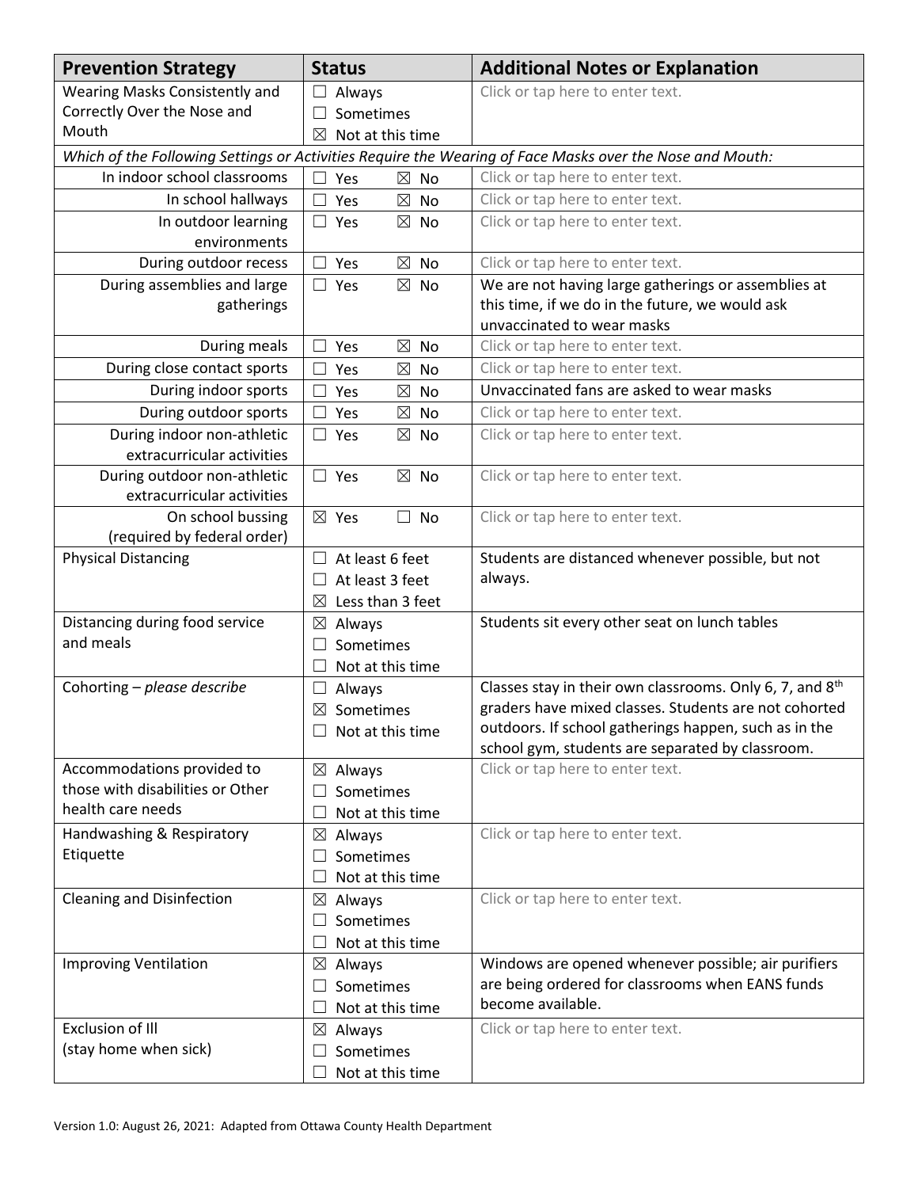| Prevention Strategy | Status | Additional Notes or Explanation |
| --- | --- | --- |
| Wearing Masks Consistently and Correctly Over the Nose and Mouth | ☐ Always<br>☐ Sometimes<br>☒ Not at this time | Click or tap here to enter text. |
| *Which of the Following Settings or Activities Require the Wearing of Face Masks over the Nose and Mouth:* | | |
| In indoor school classrooms | ☐ Yes ☒ No | Click or tap here to enter text. |
| In school hallways | ☐ Yes ☒ No | Click or tap here to enter text. |
| In outdoor learning environments | ☐ Yes ☒ No | Click or tap here to enter text. |
| During outdoor recess | ☐ Yes ☒ No | Click or tap here to enter text. |
| During assemblies and large gatherings | ☐ Yes ☒ No | We are not having large gatherings or assemblies at this time, if we do in the future, we would ask unvaccinated to wear masks |
| During meals | ☐ Yes ☒ No | Click or tap here to enter text. |
| During close contact sports | ☐ Yes ☒ No | Click or tap here to enter text. |
| During indoor sports | ☐ Yes ☒ No | Unvaccinated fans are asked to wear masks |
| During outdoor sports | ☐ Yes ☒ No | Click or tap here to enter text. |
| During indoor non-athletic extracurricular activities | ☐ Yes ☒ No | Click or tap here to enter text. |
| During outdoor non-athletic extracurricular activities | ☐ Yes ☒ No | Click or tap here to enter text. |
| On school bussing (required by federal order) | ☒ Yes ☐ No | Click or tap here to enter text. |
| Physical Distancing | ☐ At least 6 feet<br>☐ At least 3 feet<br>☒ Less than 3 feet | Students are distanced whenever possible, but not always. |
| Distancing during food service and meals | ☒ Always<br>☐ Sometimes<br>☐ Not at this time | Students sit every other seat on lunch tables |
| Cohorting – *please describe* | ☐ Always<br>☒ Sometimes<br>☐ Not at this time | Classes stay in their own classrooms. Only 6, 7, and 8th graders have mixed classes. Students are not cohorted outdoors. If school gatherings happen, such as in the school gym, students are separated by classroom. |
| Accommodations provided to those with disabilities or Other health care needs | ☒ Always<br>☐ Sometimes<br>☐ Not at this time | Click or tap here to enter text. |
| Handwashing & Respiratory Etiquette | ☒ Always<br>☐ Sometimes<br>☐ Not at this time | Click or tap here to enter text. |
| Cleaning and Disinfection | ☒ Always<br>☐ Sometimes<br>☐ Not at this time | Click or tap here to enter text. |
| Improving Ventilation | ☒ Always<br>☐ Sometimes<br>☐ Not at this time | Windows are opened whenever possible; air purifiers are being ordered for classrooms when EANS funds become available. |
| Exclusion of Ill (stay home when sick) | ☒ Always<br>☐ Sometimes<br>☐ Not at this time | Click or tap here to enter text. |

Version 1.0: August 26, 2021: Adapted from Ottawa County Health Department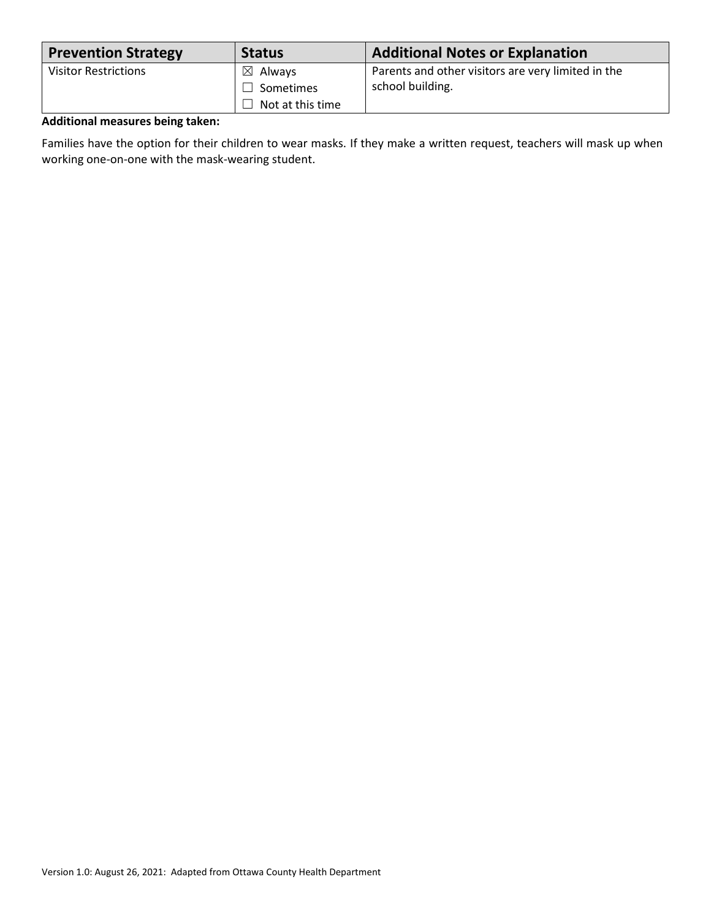| Prevention Strategy | Status | Additional Notes or Explanation |
|---|---|---|
| Visitor Restrictions | ☒ Always<br>☐ Sometimes<br>☐ Not at this time | Parents and other visitors are very limited in the school building. |

**Additional measures being taken:**

Families have the option for their children to wear masks. If they make a written request, teachers will mask up when working one-on-one with the mask-wearing student.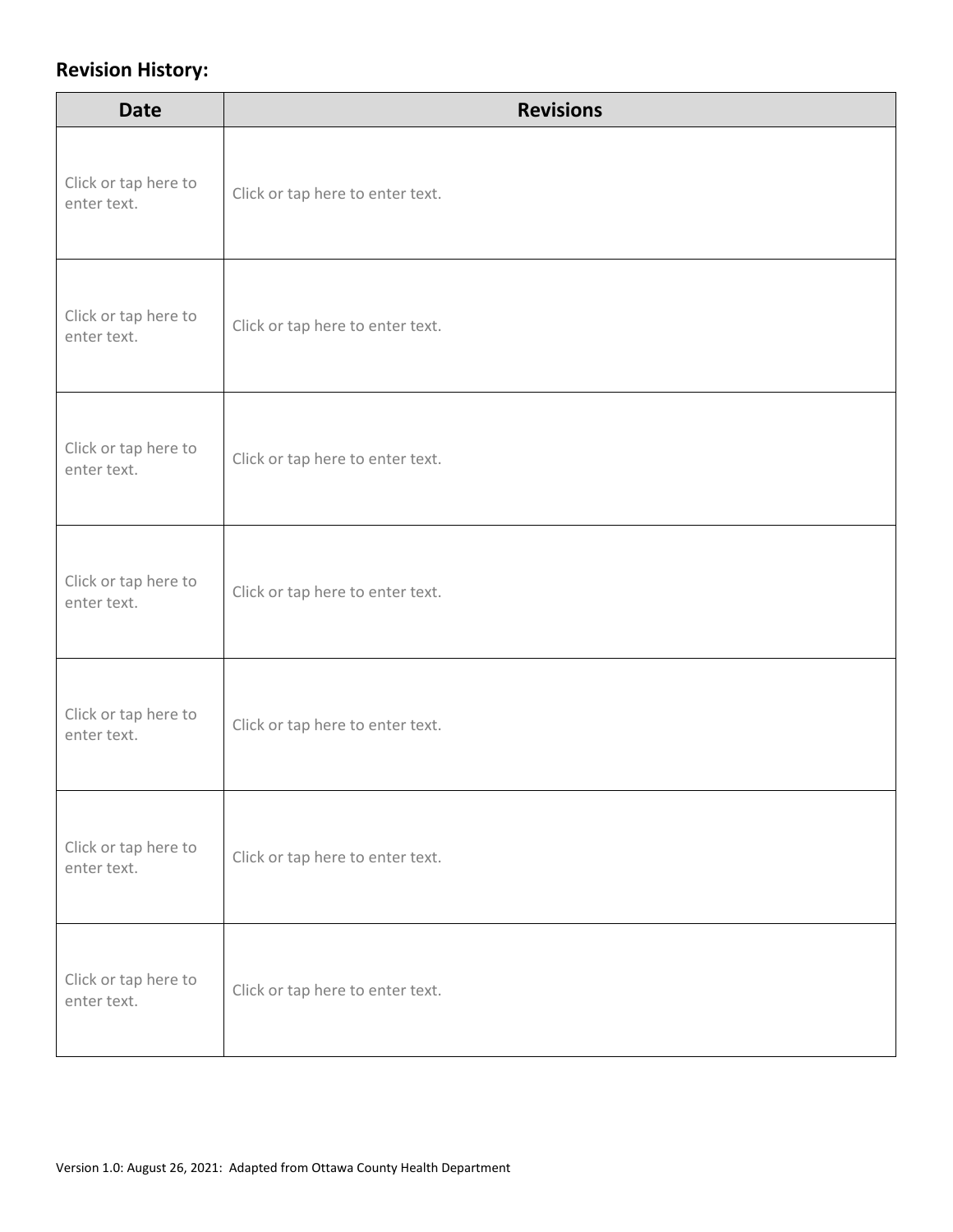**Revision History:**

| Date | Revisions |
|---|---|
| Click or tap here to enter text. | Click or tap here to enter text. |
| Click or tap here to enter text. | Click or tap here to enter text. |
| Click or tap here to enter text. | Click or tap here to enter text. |
| Click or tap here to enter text. | Click or tap here to enter text. |
| Click or tap here to enter text. | Click or tap here to enter text. |
| Click or tap here to enter text. | Click or tap here to enter text. |
| Click or tap here to enter text. | Click or tap here to enter text. |

Version 1.0: August 26, 2021: Adapted from Ottawa County Health Department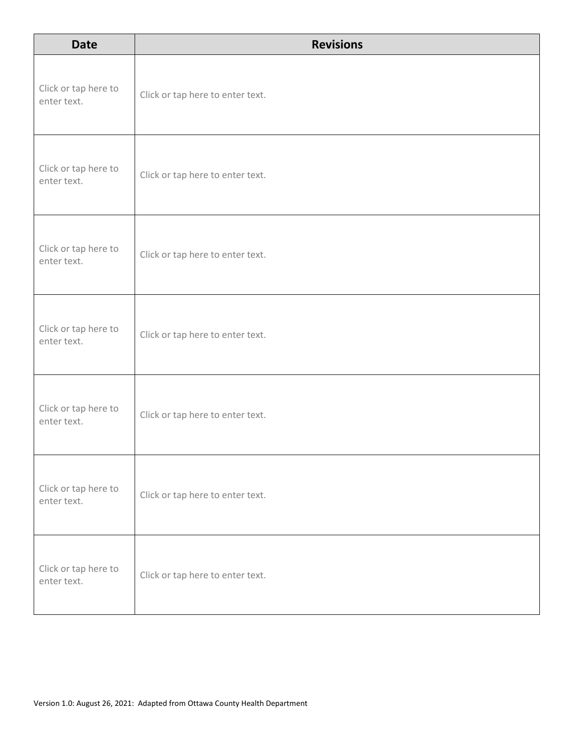| Date | Revisions |
|---|---|
| Click or tap here to enter text. | Click or tap here to enter text. |
| Click or tap here to enter text. | Click or tap here to enter text. |
| Click or tap here to enter text. | Click or tap here to enter text. |
| Click or tap here to enter text. | Click or tap here to enter text. |
| Click or tap here to enter text. | Click or tap here to enter text. |
| Click or tap here to enter text. | Click or tap here to enter text. |
| Click or tap here to enter text. | Click or tap here to enter text. |

Version 1.0: August 26, 2021: Adapted from Ottawa County Health Department